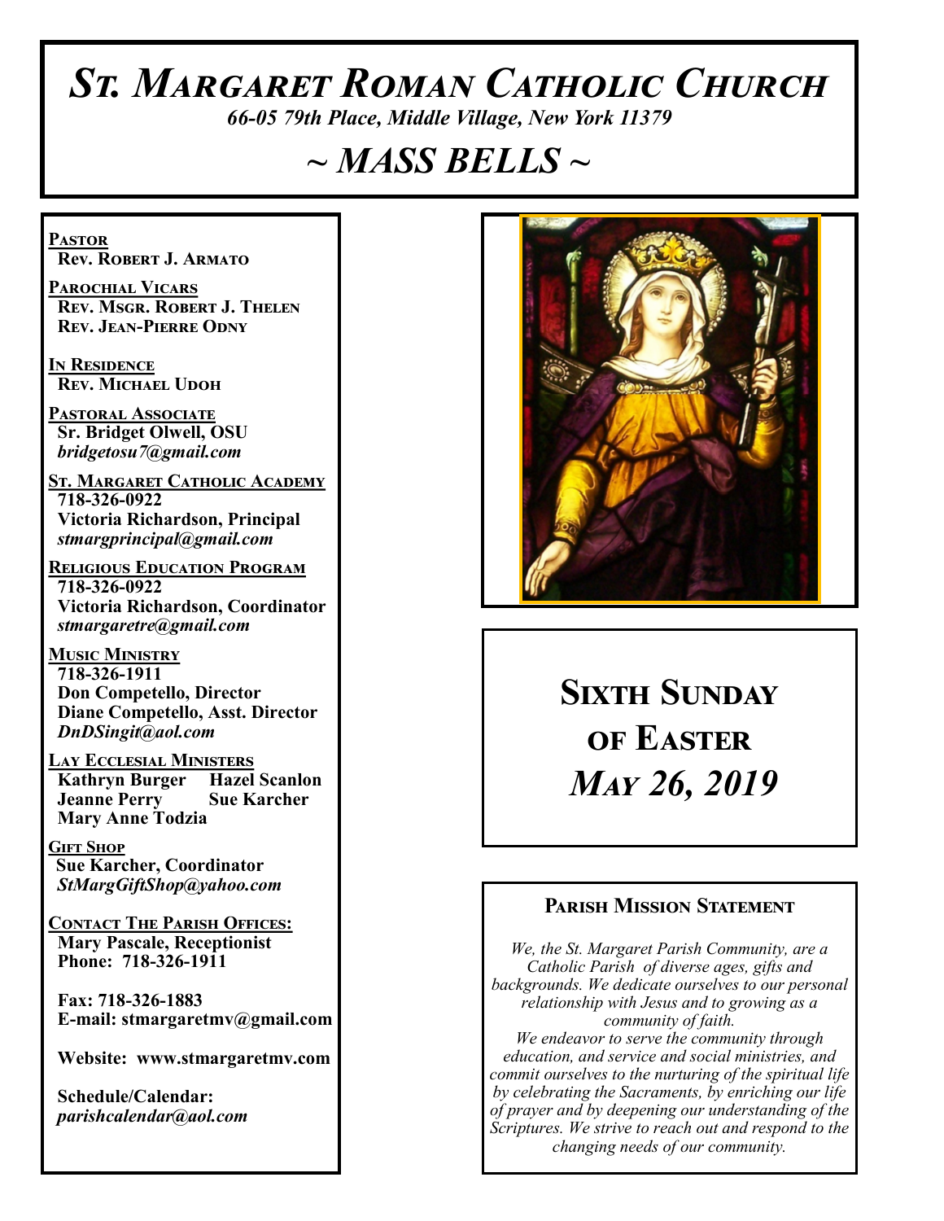# St. Margaret Roman Catholic Church

*66-05 79th Place, Middle Village, New York 11379*

## ~ MASS BELLS ~

**Pastor**
**Rev. Robert J. Armato**

**Parochial Vicars**
**Rev. Msgr. Robert J. Thelen**
**Rev. Jean-Pierre Odny**

**In Residence**
**Rev. Michael Udoh**

**Pastoral Associate**
**Sr. Bridget Olwell, OSU**
*bridgetosu7@gmail.com*

**St. Margaret Catholic Academy**
**718-326-0922**
**Victoria Richardson, Principal**
*stmargprincipal@gmail.com*

**Religious Education Program**
**718-326-0922**
**Victoria Richardson, Coordinator**
*stmargaretre@gmail.com*

**Music Ministry**
**718-326-1911**
**Don Competello, Director**
**Diane Competello, Asst. Director**
*DnDSingit@aol.com*

**Lay Ecclesial Ministers**
**Kathryn Burger** **Hazel Scanlon**
**Jeanne Perry** **Sue Karcher**
**Mary Anne Todzia**

**Gift Shop**
**Sue Karcher, Coordinator**
*StMargGiftShop@yahoo.com*

**Contact The Parish Offices:**
**Mary Pascale, Receptionist**
**Phone: 718-326-1911**

**Fax: 718-326-1883**
**E-mail: stmargaretmv@gmail.com**

**Website: www.stmargaretmv.com**

**Schedule/Calendar:**
*parishcalendar@aol.com*

## Sixth Sunday of Easter
## *May 26, 2019*

### Parish Mission Statement

*We, the St. Margaret Parish Community, are a Catholic Parish of diverse ages, gifts and backgrounds. We dedicate ourselves to our personal relationship with Jesus and to growing as a community of faith.*
*We endeavor to serve the community through education, and service and social ministries, and commit ourselves to the nurturing of the spiritual life by celebrating the Sacraments, by enriching our life of prayer and by deepening our understanding of the Scriptures. We strive to reach out and respond to the changing needs of our community.*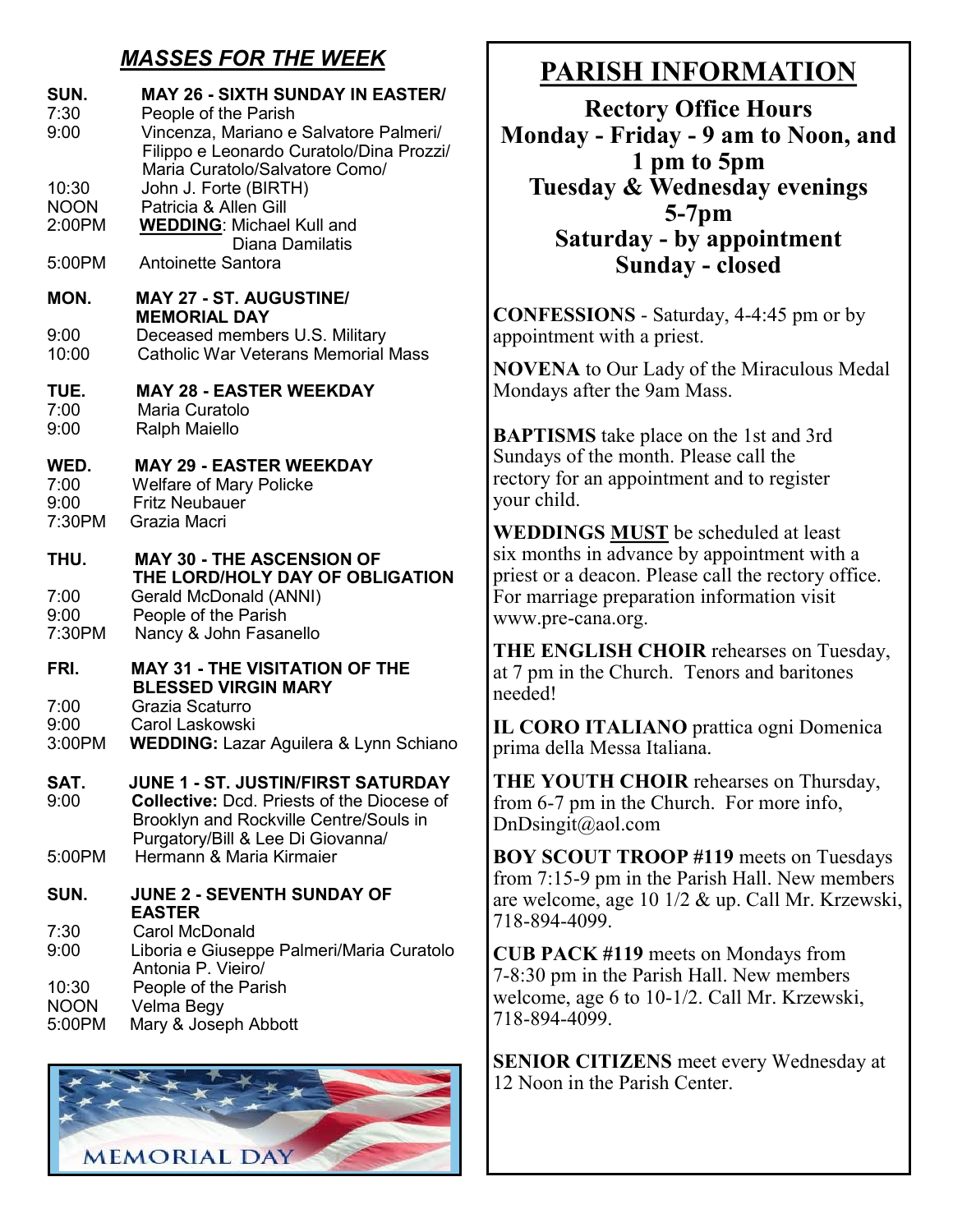## *MASSES FOR THE WEEK*

**SUN. MAY 26 - SIXTH SUNDAY IN EASTER/**

- 7:30 People of the Parish
- 9:00 Vincenza, Mariano e Salvatore Palmeri/ Filippo e Leonardo Curatolo/Dina Prozzi/ Maria Curatolo/Salvatore Como/
- 10:30 John J. Forte (BIRTH)
- NOON Patricia & Allen Gill
- 2:00PM **WEDDING**: Michael Kull and Diana Damilatis
- 5:00PM Antoinette Santora

**MON. MAY 27 - ST. AUGUSTINE/ MEMORIAL DAY**

- 9:00 Deceased members U.S. Military
- 10:00 Catholic War Veterans Memorial Mass

**TUE. MAY 28 - EASTER WEEKDAY**

- 7:00 Maria Curatolo
- 9:00 Ralph Maiello

**WED. MAY 29 - EASTER WEEKDAY**

- 7:00 Welfare of Mary Policke
- 9:00 Fritz Neubauer
- 7:30PM Grazia Macri

**THU. MAY 30 - THE ASCENSION OF THE LORD/HOLY DAY OF OBLIGATION**

- 7:00 Gerald McDonald (ANNI)
- 9:00 People of the Parish
- 7:30PM Nancy & John Fasanello

**FRI. MAY 31 - THE VISITATION OF THE BLESSED VIRGIN MARY**

- 7:00 Grazia Scaturro
- 9:00 Carol Laskowski
- 3:00PM **WEDDING:** Lazar Aguilera & Lynn Schiano

**SAT. JUNE 1 - ST. JUSTIN/FIRST SATURDAY**

- 9:00 **Collective:** Dcd. Priests of the Diocese of Brooklyn and Rockville Centre/Souls in Purgatory/Bill & Lee Di Giovanna/
- 5:00PM Hermann & Maria Kirmaier

**SUN. JUNE 2 - SEVENTH SUNDAY OF EASTER**

- 7:30 Carol McDonald
- 9:00 Liboria e Giuseppe Palmeri/Maria Curatolo Antonia P. Vieiro/
- 10:30 People of the Parish
- NOON Velma Begy
- 5:00PM Mary & Joseph Abbott

MEMORIAL DAY

# PARISH INFORMATION

**Rectory Office Hours**
**Monday - Friday - 9 am to Noon, and 1 pm to 5pm**
**Tuesday & Wednesday evenings 5-7pm**
**Saturday - by appointment**
**Sunday - closed**

**CONFESSIONS** - Saturday, 4-4:45 pm or by appointment with a priest.

**NOVENA** to Our Lady of the Miraculous Medal Mondays after the 9am Mass.

**BAPTISMS** take place on the 1st and 3rd Sundays of the month. Please call the rectory for an appointment and to register your child.

**WEDDINGS MUST** be scheduled at least six months in advance by appointment with a priest or a deacon. Please call the rectory office. For marriage preparation information visit www.pre-cana.org.

**THE ENGLISH CHOIR** rehearses on Tuesday, at 7 pm in the Church. Tenors and baritones needed!

**IL CORO ITALIANO** prattica ogni Domenica prima della Messa Italiana.

**THE YOUTH CHOIR** rehearses on Thursday, from 6-7 pm in the Church. For more info, DnDsingit@aol.com

**BOY SCOUT TROOP #119** meets on Tuesdays from 7:15-9 pm in the Parish Hall. New members are welcome, age 10 1/2 & up. Call Mr. Krzewski, 718-894-4099.

**CUB PACK #119** meets on Mondays from 7-8:30 pm in the Parish Hall. New members welcome, age 6 to 10-1/2. Call Mr. Krzewski, 718-894-4099.

**SENIOR CITIZENS** meet every Wednesday at 12 Noon in the Parish Center.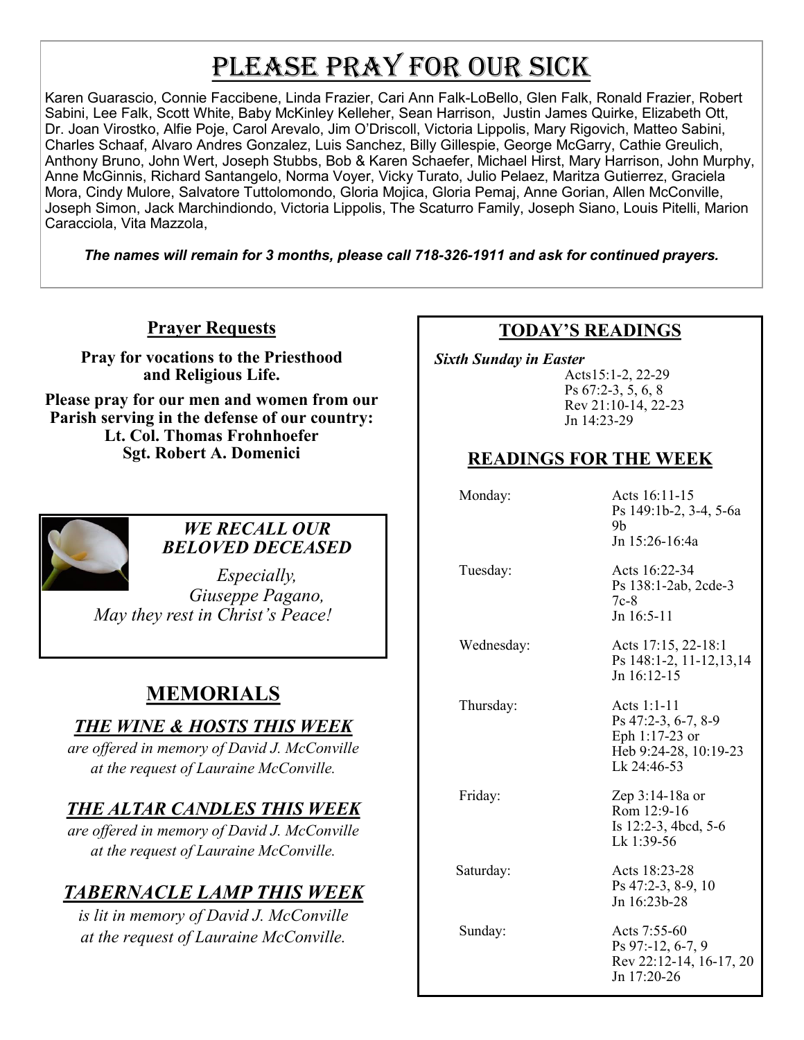# Please Pray for our Sick

Karen Guarascio, Connie Faccibene, Linda Frazier, Cari Ann Falk-LoBello, Glen Falk, Ronald Frazier, Robert Sabini, Lee Falk, Scott White, Baby McKinley Kelleher, Sean Harrison, Justin James Quirke, Elizabeth Ott, Dr. Joan Virostko, Alfie Poje, Carol Arevalo, Jim O'Driscoll, Victoria Lippolis, Mary Rigovich, Matteo Sabini, Charles Schaaf, Alvaro Andres Gonzalez, Luis Sanchez, Billy Gillespie, George McGarry, Cathie Greulich, Anthony Bruno, John Wert, Joseph Stubbs, Bob & Karen Schaefer, Michael Hirst, Mary Harrison, John Murphy, Anne McGinnis, Richard Santangelo, Norma Voyer, Vicky Turato, Julio Pelaez, Maritza Gutierrez, Graciela Mora, Cindy Mulore, Salvatore Tuttolomondo, Gloria Mojica, Gloria Pemaj, Anne Gorian, Allen McConville, Joseph Simon, Jack Marchindiondo, Victoria Lippolis, The Scaturro Family, Joseph Siano, Louis Pitelli, Marion Caracciola, Vita Mazzola,

***The names will remain for 3 months, please call 718-326-1911 and ask for continued prayers.***

## Prayer Requests

**Pray for vocations to the Priesthood and Religious Life.**

**Please pray for our men and women from our Parish serving in the defense of our country:**
**Lt. Col. Thomas Frohnhoefer**
**Sgt. Robert A. Domenici**

### *WE RECALL OUR BELOVED DECEASED*

*Especially,*
*Giuseppe Pagano,*
*May they rest in Christ's Peace!*

## MEMORIALS

### *THE WINE & HOSTS THIS WEEK*

*are offered in memory of David J. McConville at the request of Lauraine McConville.*

### *THE ALTAR CANDLES THIS WEEK*

*are offered in memory of David J. McConville at the request of Lauraine McConville.*

### *TABERNACLE LAMP THIS WEEK*

*is lit in memory of David J. McConville at the request of Lauraine McConville.*

## TODAY'S READINGS

***Sixth Sunday in Easter***

Acts15:1-2, 22-29
Ps 67:2-3, 5, 6, 8
Rev 21:10-14, 22-23
Jn 14:23-29

## READINGS FOR THE WEEK

| Day | Readings |
|---|---|
| Monday: | Acts 16:11-15<br>Ps 149:1b-2, 3-4, 5-6a 9b<br>Jn 15:26-16:4a |
| Tuesday: | Acts 16:22-34<br>Ps 138:1-2ab, 2cde-3 7c-8<br>Jn 16:5-11 |
| Wednesday: | Acts 17:15, 22-18:1<br>Ps 148:1-2, 11-12,13,14<br>Jn 16:12-15 |
| Thursday: | Acts 1:1-11<br>Ps 47:2-3, 6-7, 8-9<br>Eph 1:17-23 or<br>Heb 9:24-28, 10:19-23<br>Lk 24:46-53 |
| Friday: | Zep 3:14-18a or<br>Rom 12:9-16<br>Is 12:2-3, 4bcd, 5-6<br>Lk 1:39-56 |
| Saturday: | Acts 18:23-28<br>Ps 47:2-3, 8-9, 10<br>Jn 16:23b-28 |
| Sunday: | Acts 7:55-60<br>Ps 97:-12, 6-7, 9<br>Rev 22:12-14, 16-17, 20<br>Jn 17:20-26 |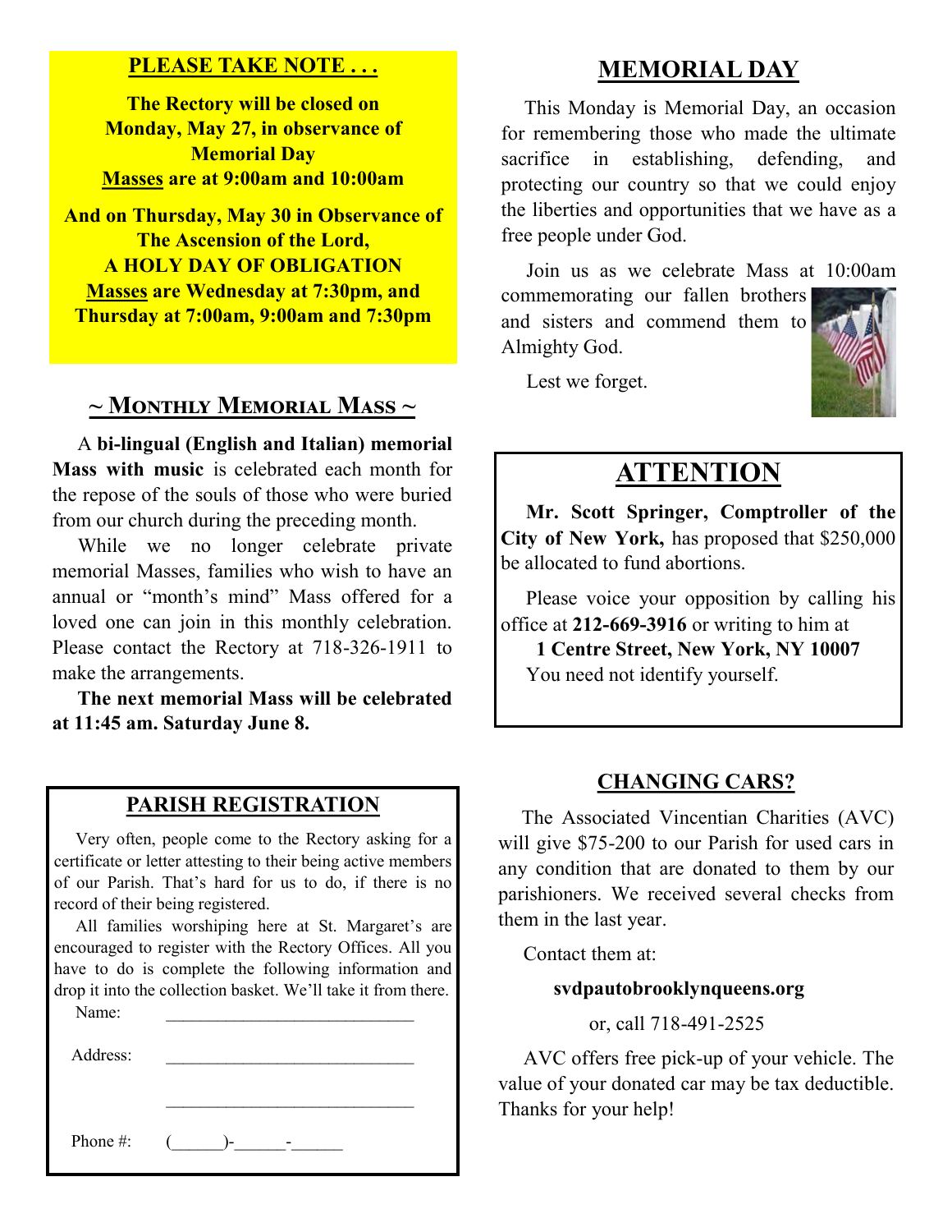## PLEASE TAKE NOTE . . .

**The Rectory will be closed on Monday, May 27, in observance of Memorial Day**
**Masses are at 9:00am and 10:00am**

**And on Thursday, May 30 in Observance of The Ascension of the Lord,**
**A HOLY DAY OF OBLIGATION**
**Masses are Wednesday at 7:30pm, and Thursday at 7:00am, 9:00am and 7:30pm**

## ~ Monthly Memorial Mass ~

A **bi-lingual (English and Italian) memorial Mass with music** is celebrated each month for the repose of the souls of those who were buried from our church during the preceding month.

While we no longer celebrate private memorial Masses, families who wish to have an annual or "month's mind" Mass offered for a loved one can join in this monthly celebration. Please contact the Rectory at 718-326-1911 to make the arrangements.

**The next memorial Mass will be celebrated at 11:45 am. Saturday June 8.**

## PARISH REGISTRATION

Very often, people come to the Rectory asking for a certificate or letter attesting to their being active members of our Parish. That's hard for us to do, if there is no record of their being registered.

All families worshiping here at St. Margaret's are encouraged to register with the Rectory Offices. All you have to do is complete the following information and drop it into the collection basket. We'll take it from there.

Name: ______________________________

Address: ______________________________

______________________________

Phone #: (______)-______-______

## MEMORIAL DAY

This Monday is Memorial Day, an occasion for remembering those who made the ultimate sacrifice in establishing, defending, and protecting our country so that we could enjoy the liberties and opportunities that we have as a free people under God.

Join us as we celebrate Mass at 10:00am commemorating our fallen brothers and sisters and commend them to Almighty God.

Lest we forget.

## ATTENTION

**Mr. Scott Springer, Comptroller of the City of New York,** has proposed that $250,000 be allocated to fund abortions.

Please voice your opposition by calling his office at **212-669-3916** or writing to him at

**1 Centre Street, New York, NY 10007**

You need not identify yourself.

## CHANGING CARS?

The Associated Vincentian Charities (AVC) will give $75-200 to our Parish for used cars in any condition that are donated to them by our parishioners. We received several checks from them in the last year.

Contact them at:

**svdpautobrooklynqueens.org**

or, call 718-491-2525

AVC offers free pick-up of your vehicle. The value of your donated car may be tax deductible. Thanks for your help!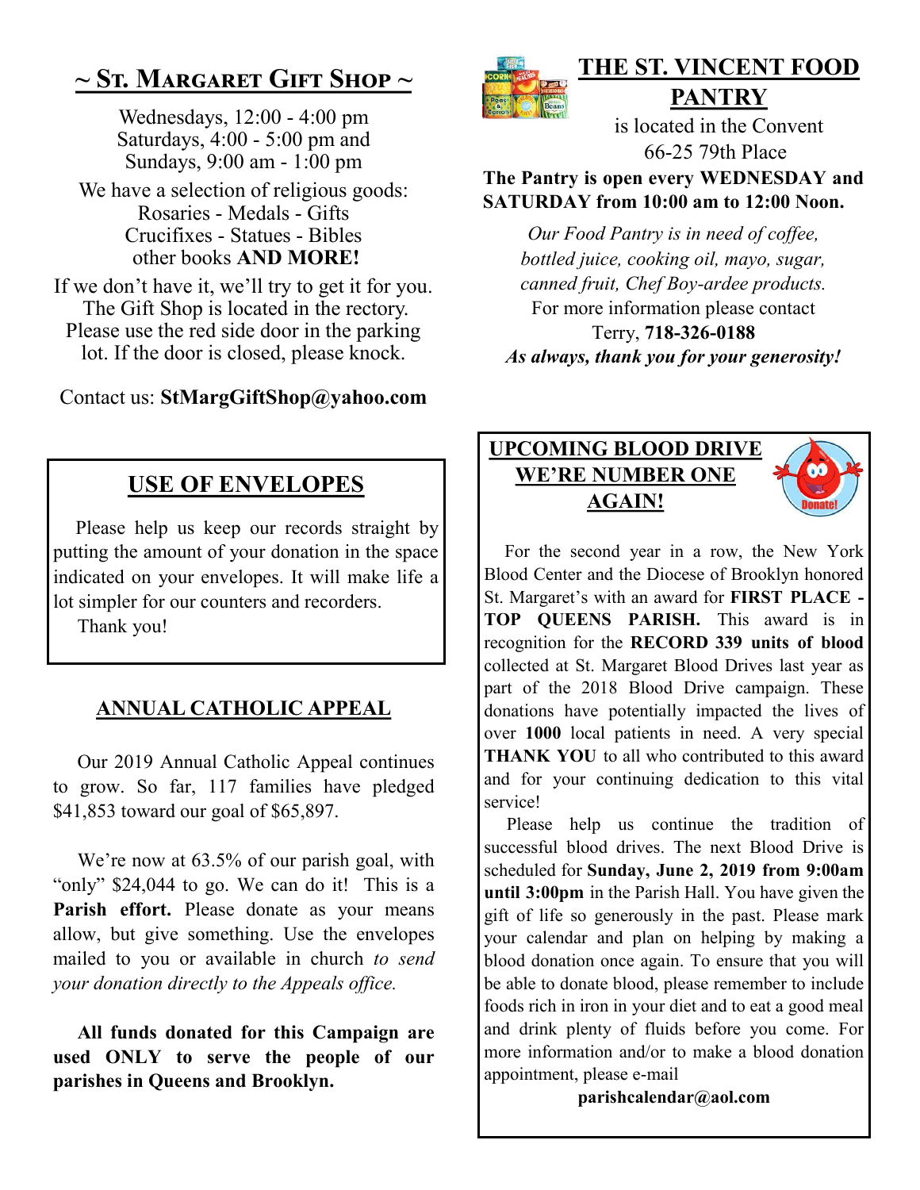## ~ St. Margaret Gift Shop ~

Wednesdays, 12:00 - 4:00 pm
Saturdays, 4:00 - 5:00 pm and
Sundays, 9:00 am - 1:00 pm

We have a selection of religious goods:
Rosaries - Medals - Gifts
Crucifixes - Statues - Bibles
other books **AND MORE!**

If we don't have it, we'll try to get it for you. The Gift Shop is located in the rectory. Please use the red side door in the parking lot. If the door is closed, please knock.

Contact us: **StMargGiftShop@yahoo.com**

## USE OF ENVELOPES

Please help us keep our records straight by putting the amount of your donation in the space indicated on your envelopes. It will make life a lot simpler for our counters and recorders.

Thank you!

## ANNUAL CATHOLIC APPEAL

Our 2019 Annual Catholic Appeal continues to grow. So far, 117 families have pledged $41,853 toward our goal of $65,897.

We're now at 63.5% of our parish goal, with "only" $24,044 to go. We can do it! This is a **Parish effort.** Please donate as your means allow, but give something. Use the envelopes mailed to you or available in church *to send your donation directly to the Appeals office.*

**All funds donated for this Campaign are used ONLY to serve the people of our parishes in Queens and Brooklyn.**

## THE ST. VINCENT FOOD PANTRY

is located in the Convent
66-25 79th Place

**The Pantry is open every WEDNESDAY and SATURDAY from 10:00 am to 12:00 Noon.**

*Our Food Pantry is in need of coffee, bottled juice, cooking oil, mayo, sugar, canned fruit, Chef Boy-ardee products.*

For more information please contact Terry, **718-326-0188**

***As always, thank you for your generosity!***

## UPCOMING BLOOD DRIVE WE'RE NUMBER ONE AGAIN!

For the second year in a row, the New York Blood Center and the Diocese of Brooklyn honored St. Margaret's with an award for **FIRST PLACE - TOP QUEENS PARISH.** This award is in recognition for the **RECORD 339 units of blood** collected at St. Margaret Blood Drives last year as part of the 2018 Blood Drive campaign. These donations have potentially impacted the lives of over **1000** local patients in need. A very special **THANK YOU** to all who contributed to this award and for your continuing dedication to this vital service!

Please help us continue the tradition of successful blood drives. The next Blood Drive is scheduled for **Sunday, June 2, 2019 from 9:00am until 3:00pm** in the Parish Hall. You have given the gift of life so generously in the past. Please mark your calendar and plan on helping by making a blood donation once again. To ensure that you will be able to donate blood, please remember to include foods rich in iron in your diet and to eat a good meal and drink plenty of fluids before you come. For more information and/or to make a blood donation appointment, please e-mail

**parishcalendar@aol.com**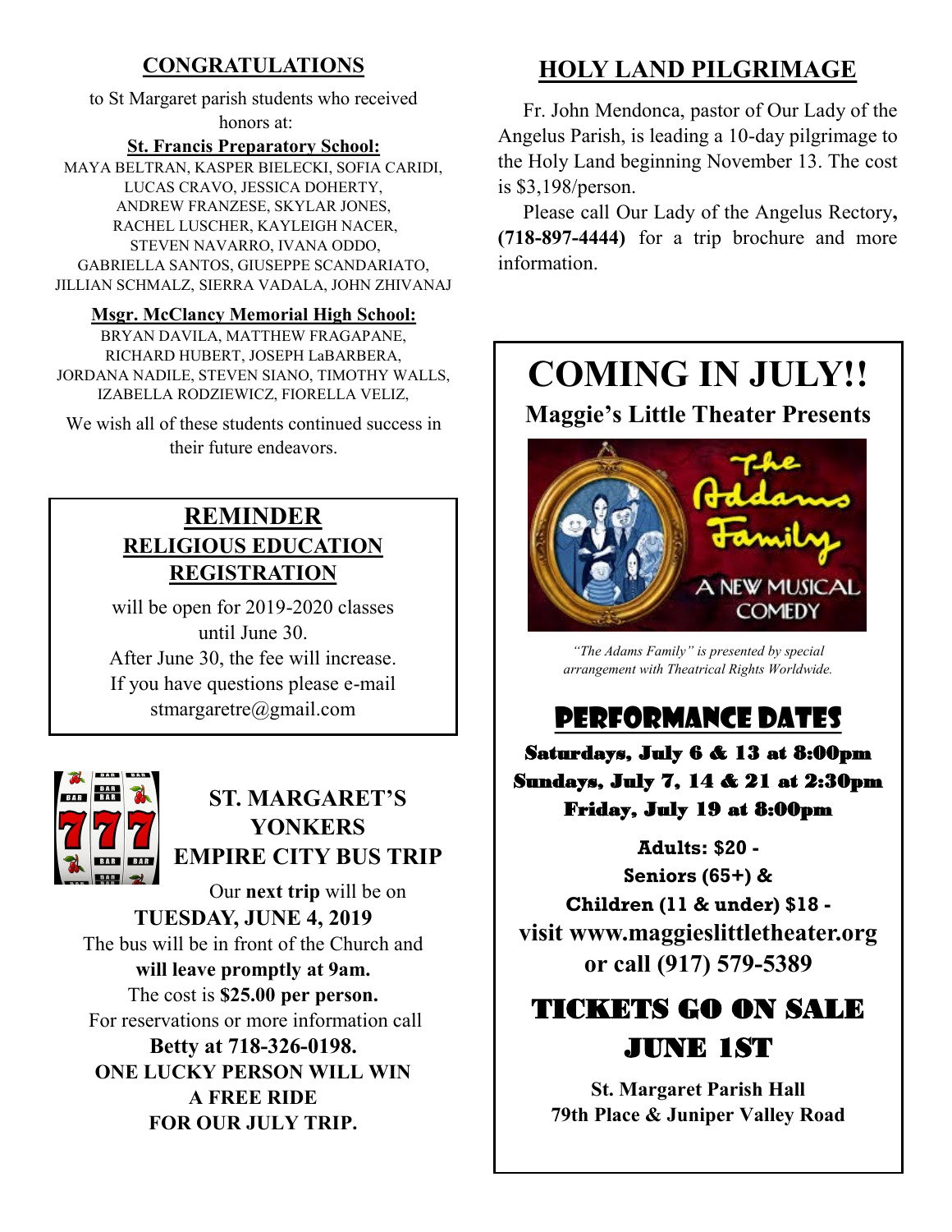## CONGRATULATIONS

to St Margaret parish students who received honors at:

**St. Francis Preparatory School:**

MAYA BELTRAN, KASPER BIELECKI, SOFIA CARIDI, LUCAS CRAVO, JESSICA DOHERTY, ANDREW FRANZESE, SKYLAR JONES, RACHEL LUSCHER, KAYLEIGH NACER, STEVEN NAVARRO, IVANA ODDO, GABRIELLA SANTOS, GIUSEPPE SCANDARIATO, JILLIAN SCHMALZ, SIERRA VADALA, JOHN ZHIVANAJ

**Msgr. McClancy Memorial High School:**

BRYAN DAVILA, MATTHEW FRAGAPANE, RICHARD HUBERT, JOSEPH LaBARBERA, JORDANA NADILE, STEVEN SIANO, TIMOTHY WALLS, IZABELLA RODZIEWICZ, FIORELLA VELIZ,

We wish all of these students continued success in their future endeavors.

## REMINDER RELIGIOUS EDUCATION REGISTRATION

will be open for 2019-2020 classes until June 30.
After June 30, the fee will increase.
If you have questions please e-mail stmargaretre@gmail.com

## ST. MARGARET'S YONKERS EMPIRE CITY BUS TRIP

Our **next trip** will be on
**TUESDAY, JUNE 4, 2019**
The bus will be in front of the Church and **will leave promptly at 9am.**
The cost is **$25.00 per person.**
For reservations or more information call
**Betty at 718-326-0198.**
**ONE LUCKY PERSON WILL WIN A FREE RIDE FOR OUR JULY TRIP.**

## HOLY LAND PILGRIMAGE

Fr. John Mendonca, pastor of Our Lady of the Angelus Parish, is leading a 10-day pilgrimage to the Holy Land beginning November 13. The cost is $3,198/person.

Please call Our Lady of the Angelus Rectory, **(718-897-4444)** for a trip brochure and more information.

# COMING IN JULY!!

### Maggie's Little Theater Presents

The Addams Family
A NEW MUSICAL COMEDY

*"The Adams Family" is presented by special arrangement with Theatrical Rights Worldwide.*

## PERFORMANCE DATES

**Saturdays, July 6 & 13 at 8:00pm**
**Sundays, July 7, 14 & 21 at 2:30pm**
**Friday, July 19 at 8:00pm**

**Adults: $20 -**
**Seniors (65+) &**
**Children (11 & under) $18 -**
**visit www.maggieslittletheater.org or call (917) 579-5389**

## TICKETS GO ON SALE JUNE 1ST

**St. Margaret Parish Hall**
**79th Place & Juniper Valley Road**